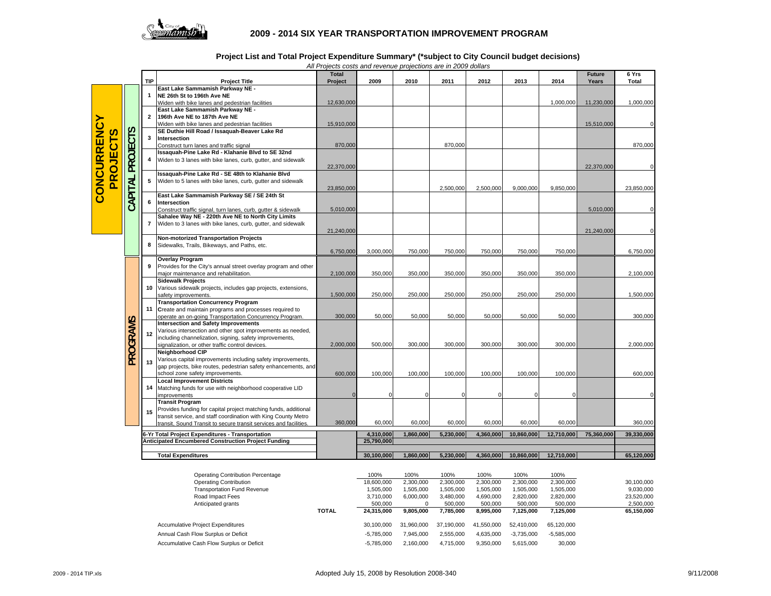# 2009 - 2014 SIX YEAR TRANSPORTATION IMPROVEMENT PROGRAM

## Project List and Total Project Expenditure Summary* (*subject to City Council budget decisions)

*All Projects costs and revenue projections are in 2009 dollars*

| | | TIP | Project Title | Total Project | 2009 | 2010 | 2011 | 2012 | 2013 | 2014 | Future Years | 6 Yrs Total |
|---|---|---|---|---|---|---|---|---|---|---|---|---|
| CONCURRENCY PROJECTS | CAPITAL PROJECTS | 1 | **East Lake Sammamish Parkway NE - NE 26th St to 196th Ave NE** Widen with bike lanes and pedestrian facilities | 12,630,000 | | | | | | 1,000,000 | 11,230,000 | 1,000,000 |
| | | 2 | **East Lake Sammamish Parkway NE - 196th Ave NE to 187th Ave NE** Widen with bike lanes and pedestrian facilities | 15,910,000 | | | | | | | 15,510,000 | 0 |
| | | 3 | **SE Duthie Hill Road / Issaquah-Beaver Lake Rd Intersection** Construct turn lanes and traffic signal | 870,000 | | | 870,000 | | | | | 870,000 |
| | | 4 | **Issaquah-Pine Lake Rd - Klahanie Blvd to SE 32nd** Widen to 3 lanes with bike lanes, curb, gutter, and sidewalk | 22,370,000 | | | | | | | 22,370,000 | 0 |
| | | 5 | **Issaquah-Pine Lake Rd - SE 48th to Klahanie Blvd** Widen to 5 lanes with bike lanes, curb, gutter and sidewalk | 23,850,000 | | | 2,500,000 | 2,500,000 | 9,000,000 | 9,850,000 | | 23,850,000 |
| | | 6 | **East Lake Sammamish Parkway SE / SE 24th St Intersection** Construct traffic signal, turn lanes, curb, gutter & sidewalk | 5,010,000 | | | | | | | 5,010,000 | 0 |
| | | 7 | **Sahalee Way NE - 220th Ave NE to North City Limits** Widen to 3 lanes with bike lanes, curb, gutter, and sidewalk | 21,240,000 | | | | | | | 21,240,000 | 0 |
| | | 8 | **Non-motorized Transportation Projects** Sidewalks, Trails, Bikeways, and Paths, etc. | 6,750,000 | 3,000,000 | 750,000 | 750,000 | 750,000 | 750,000 | 750,000 | | 6,750,000 |
| | PROGRAMS | 9 | **Overlay Program** Provides for the City's annual street overlay program and other major maintenance and rehabilitation. | 2,100,000 | 350,000 | 350,000 | 350,000 | 350,000 | 350,000 | 350,000 | | 2,100,000 |
| | | 10 | **Sidewalk Projects** Various sidewalk projects, includes gap projects, extensions, safety improvements. | 1,500,000 | 250,000 | 250,000 | 250,000 | 250,000 | 250,000 | 250,000 | | 1,500,000 |
| | | 11 | **Transportation Concurrency Program** Create and maintain programs and processes required to operate an on-going Transportation Concurrency Program. | 300,000 | 50,000 | 50,000 | 50,000 | 50,000 | 50,000 | 50,000 | | 300,000 |
| | | 12 | **Intersection and Safety Improvements** Various intersection and other spot improvements as needed, including channelization, signing, safety improvements, signalization, or other traffic control devices. | 2,000,000 | 500,000 | 300,000 | 300,000 | 300,000 | 300,000 | 300,000 | | 2,000,000 |
| | | 13 | **Neighborhood CIP** Various capital improvements including safety improvements, gap projects, bike routes, pedestrian safety enhancements, and school zone safety improvements. | 600,000 | 100,000 | 100,000 | 100,000 | 100,000 | 100,000 | 100,000 | | 600,000 |
| | | 14 | **Local Improvement Districts** Matching funds for use with neighborhood cooperative LID improvements | 0 | 0 | 0 | 0 | 0 | 0 | 0 | | 0 |
| | | 15 | **Transit Program** Provides funding for capital project matching funds, additional transit service, and staff coordination with King County Metro transit, Sound Transit to secure transit services and facilities. | 360,000 | 60,000 | 60,000 | 60,000 | 60,000 | 60,000 | 60,000 | | 360,000 |
| | | | **6-Yr Total Project Expenditures - Transportation** | | **4,310,000** | **1,860,000** | **5,230,000** | **4,360,000** | **10,860,000** | **12,710,000** | **75,360,000** | **39,330,000** |
| | | | **Anticipated Encumbered Construction Project Funding** | | **25,790,000** | | | | | | | |
| | | | **Total Expenditures** | | **30,100,000** | **1,860,000** | **5,230,000** | **4,360,000** | **10,860,000** | **12,710,000** | | **65,120,000** |

| | | 2009 | 2010 | 2011 | 2012 | 2013 | 2014 | 6 Yrs Total |
|---|---|---|---|---|---|---|---|---|
| Operating Contribution Percentage | | 100% | 100% | 100% | 100% | 100% | 100% | |
| Operating Contribution | | 18,600,000 | 2,300,000 | 2,300,000 | 2,300,000 | 2,300,000 | 2,300,000 | 30,100,000 |
| Transportation Fund Revenue | | 1,505,000 | 1,505,000 | 1,505,000 | 1,505,000 | 1,505,000 | 1,505,000 | 9,030,000 |
| Road Impact Fees | | 3,710,000 | 6,000,000 | 3,480,000 | 4,690,000 | 2,820,000 | 2,820,000 | 23,520,000 |
| Anticipated grants | | 500,000 | 0 | 500,000 | 500,000 | 500,000 | 500,000 | 2,500,000 |
| | **TOTAL** | **24,315,000** | **9,805,000** | **7,785,000** | **8,995,000** | **7,125,000** | **7,125,000** | **65,150,000** |
| Accumulative Project Expenditures | | 30,100,000 | 31,960,000 | 37,190,000 | 41,550,000 | 52,410,000 | 65,120,000 | |
| Annual Cash Flow Surplus or Deficit | | -5,785,000 | 7,945,000 | 2,555,000 | 4,635,000 | -3,735,000 | -5,585,000 | |
| Accumulative Cash Flow Surplus or Deficit | | -5,785,000 | 2,160,000 | 4,715,000 | 9,350,000 | 5,615,000 | 30,000 | |

Adopted July 15, 2008 by Resolution 2008-340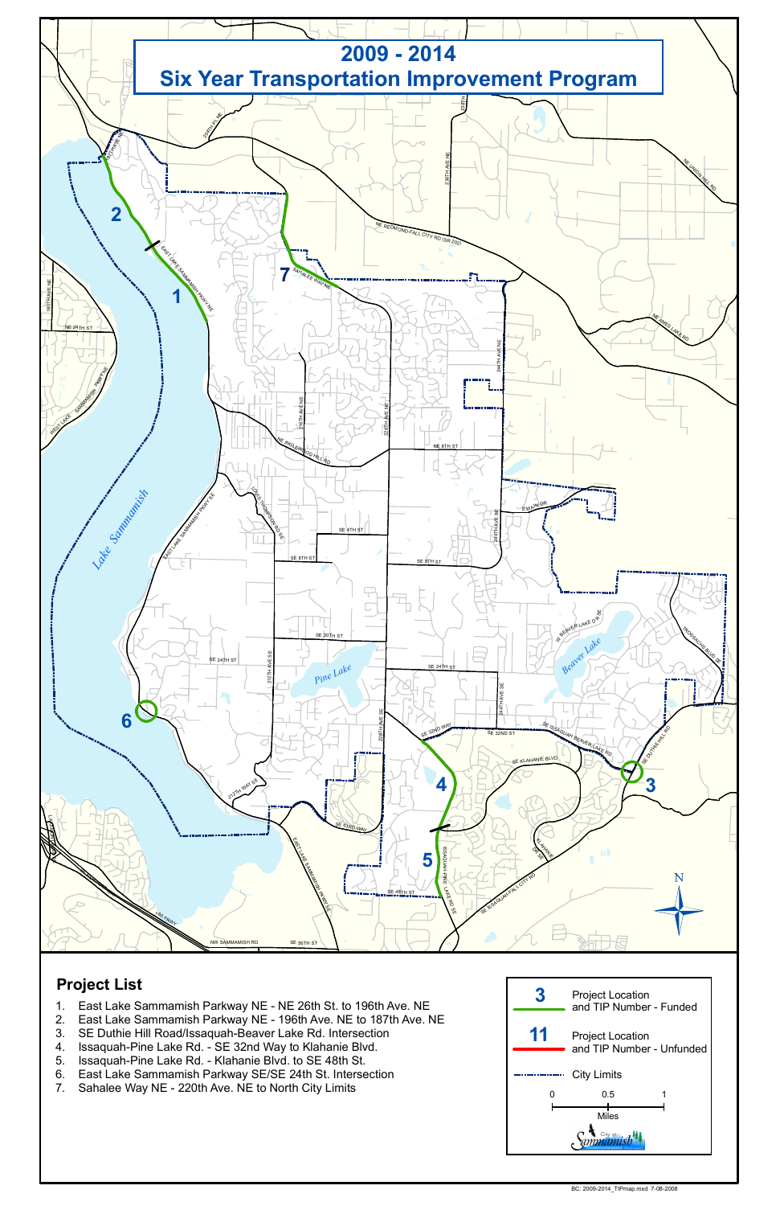# 2009 - 2014
# Six Year Transportation Improvement Program

## Project List

1. East Lake Sammamish Parkway NE - NE 26th St. to 196th Ave. NE
2. East Lake Sammamish Parkway NE - 196th Ave. NE to 187th Ave. NE
3. SE Duthie Hill Road/Issaquah-Beaver Lake Rd. Intersection
4. Issaquah-Pine Lake Rd. - SE 32nd Way to Klahanie Blvd.
5. Issaquah-Pine Lake Rd. - Klahanie Blvd. to SE 48th St.
6. East Lake Sammamish Parkway SE/SE 24th St. Intersection
7. Sahalee Way NE - 220th Ave. NE to North City Limits

3 Project Location and TIP Number - Funded

11 Project Location and TIP Number - Unfunded

City Limits

0 0.5 1
Miles

City of Sammamish

BC: 2009-2014_TIPmap.mxd 7-08-2008